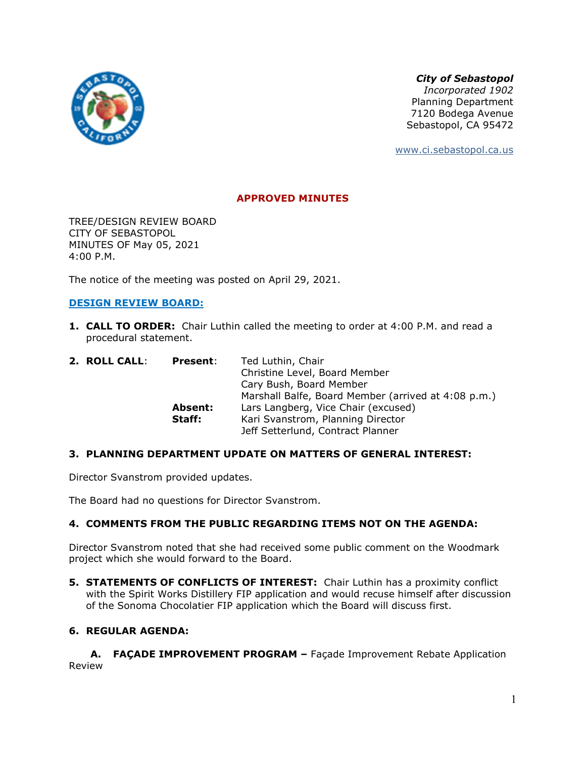**City of Sebastopol**
*Incorporated 1902*
Planning Department
7120 Bodega Avenue
Sebastopol, CA 95472

www.ci.sebastopol.ca.us

## APPROVED MINUTES

TREE/DESIGN REVIEW BOARD
CITY OF SEBASTOPOL
MINUTES OF May 05, 2021
4:00 P.M.

The notice of the meeting was posted on April 29, 2021.

### DESIGN REVIEW BOARD:

1. **CALL TO ORDER:** Chair Luthin called the meeting to order at 4:00 P.M. and read a procedural statement.

2. **ROLL CALL:**

| | | |
|---|---|---|
| **Present**: | Ted Luthin, Chair | |
| | Christine Level, Board Member | |
| | Cary Bush, Board Member | |
| | Marshall Balfe, Board Member (arrived at 4:08 p.m.) | |
| **Absent:** | Lars Langberg, Vice Chair (excused) | |
| **Staff:** | Kari Svanstrom, Planning Director | |
| | Jeff Setterlund, Contract Planner | |

3. **PLANNING DEPARTMENT UPDATE ON MATTERS OF GENERAL INTEREST:**

Director Svanstrom provided updates.

The Board had no questions for Director Svanstrom.

4. **COMMENTS FROM THE PUBLIC REGARDING ITEMS NOT ON THE AGENDA:**

Director Svanstrom noted that she had received some public comment on the Woodmark project which she would forward to the Board.

5. **STATEMENTS OF CONFLICTS OF INTEREST:** Chair Luthin has a proximity conflict with the Spirit Works Distillery FIP application and would recuse himself after discussion of the Sonoma Chocolatier FIP application which the Board will discuss first.

6. **REGULAR AGENDA:**

   **A. FAÇADE IMPROVEMENT PROGRAM –** Façade Improvement Rebate Application Review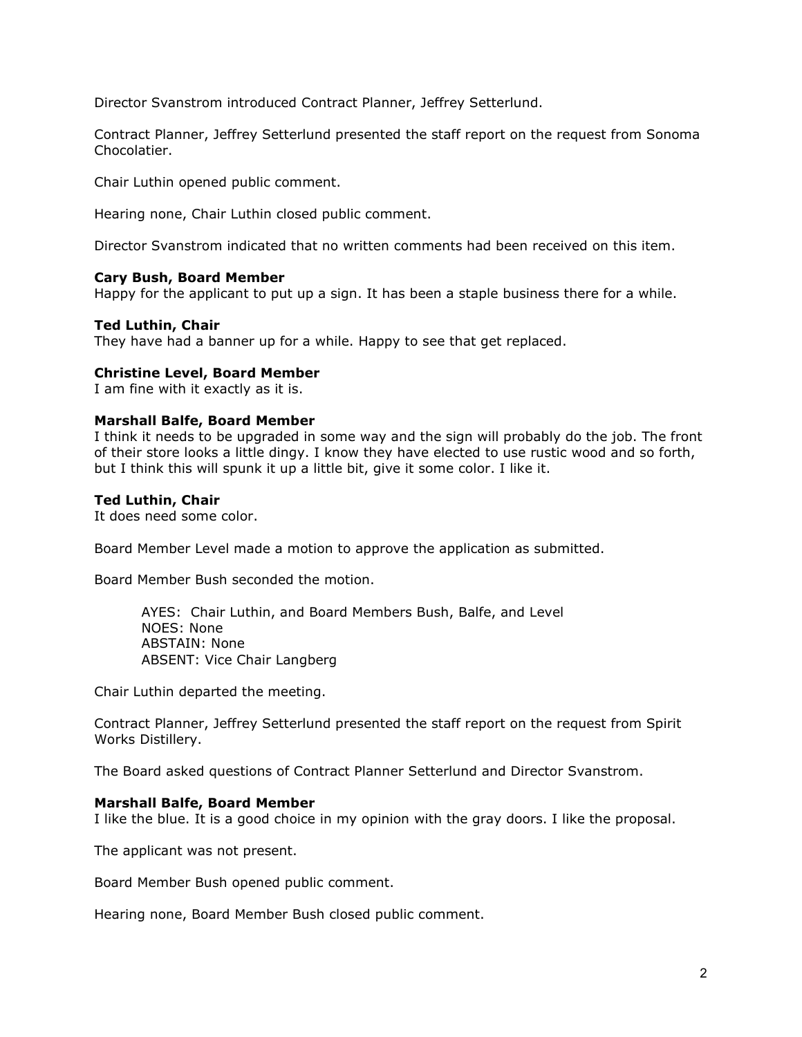Director Svanstrom introduced Contract Planner, Jeffrey Setterlund.

Contract Planner, Jeffrey Setterlund presented the staff report on the request from Sonoma Chocolatier.

Chair Luthin opened public comment.

Hearing none, Chair Luthin closed public comment.

Director Svanstrom indicated that no written comments had been received on this item.

**Cary Bush, Board Member**
Happy for the applicant to put up a sign. It has been a staple business there for a while.

**Ted Luthin, Chair**
They have had a banner up for a while. Happy to see that get replaced.

**Christine Level, Board Member**
I am fine with it exactly as it is.

**Marshall Balfe, Board Member**
I think it needs to be upgraded in some way and the sign will probably do the job. The front of their store looks a little dingy. I know they have elected to use rustic wood and so forth, but I think this will spunk it up a little bit, give it some color. I like it.

**Ted Luthin, Chair**
It does need some color.

Board Member Level made a motion to approve the application as submitted.

Board Member Bush seconded the motion.

> AYES: Chair Luthin, and Board Members Bush, Balfe, and Level
> NOES: None
> ABSTAIN: None
> ABSENT: Vice Chair Langberg

Chair Luthin departed the meeting.

Contract Planner, Jeffrey Setterlund presented the staff report on the request from Spirit Works Distillery.

The Board asked questions of Contract Planner Setterlund and Director Svanstrom.

**Marshall Balfe, Board Member**
I like the blue. It is a good choice in my opinion with the gray doors. I like the proposal.

The applicant was not present.

Board Member Bush opened public comment.

Hearing none, Board Member Bush closed public comment.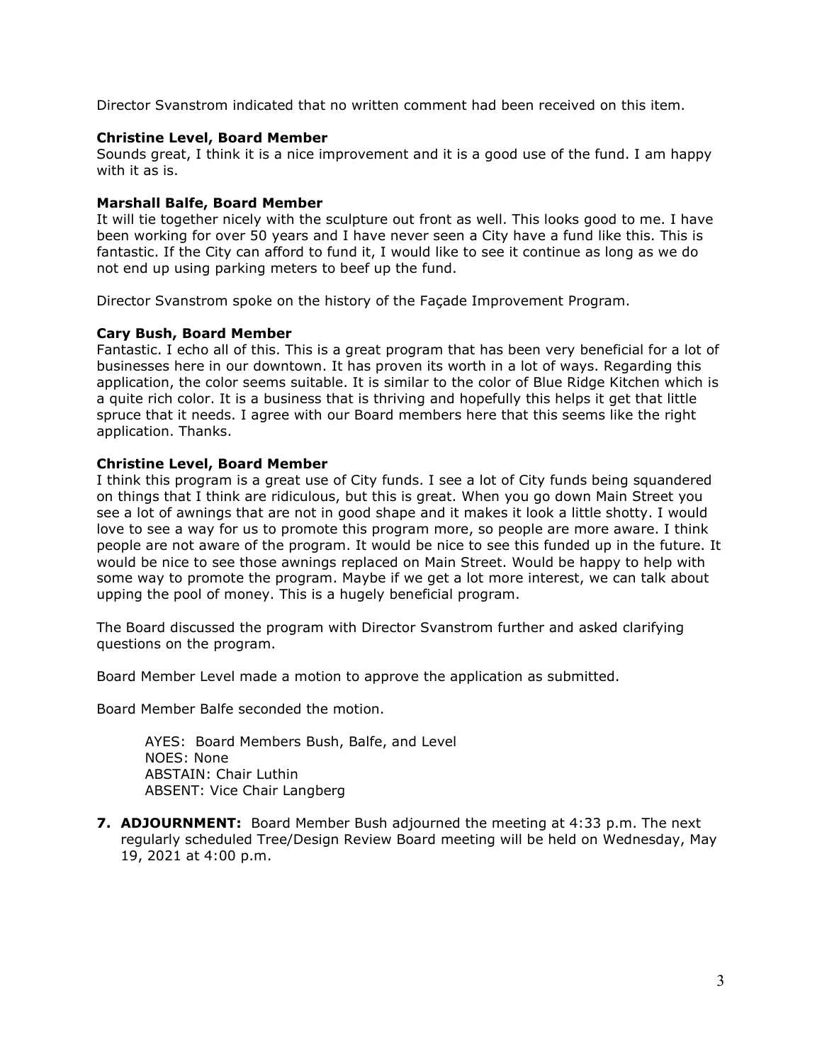Director Svanstrom indicated that no written comment had been received on this item.

**Christine Level, Board Member**
Sounds great, I think it is a nice improvement and it is a good use of the fund. I am happy with it as is.

**Marshall Balfe, Board Member**
It will tie together nicely with the sculpture out front as well. This looks good to me. I have been working for over 50 years and I have never seen a City have a fund like this. This is fantastic. If the City can afford to fund it, I would like to see it continue as long as we do not end up using parking meters to beef up the fund.

Director Svanstrom spoke on the history of the Façade Improvement Program.

**Cary Bush, Board Member**
Fantastic. I echo all of this. This is a great program that has been very beneficial for a lot of businesses here in our downtown. It has proven its worth in a lot of ways. Regarding this application, the color seems suitable. It is similar to the color of Blue Ridge Kitchen which is a quite rich color. It is a business that is thriving and hopefully this helps it get that little spruce that it needs. I agree with our Board members here that this seems like the right application. Thanks.

**Christine Level, Board Member**
I think this program is a great use of City funds. I see a lot of City funds being squandered on things that I think are ridiculous, but this is great. When you go down Main Street you see a lot of awnings that are not in good shape and it makes it look a little shotty. I would love to see a way for us to promote this program more, so people are more aware. I think people are not aware of the program. It would be nice to see this funded up in the future. It would be nice to see those awnings replaced on Main Street. Would be happy to help with some way to promote the program. Maybe if we get a lot more interest, we can talk about upping the pool of money. This is a hugely beneficial program.

The Board discussed the program with Director Svanstrom further and asked clarifying questions on the program.

Board Member Level made a motion to approve the application as submitted.

Board Member Balfe seconded the motion.

AYES: Board Members Bush, Balfe, and Level
NOES: None
ABSTAIN: Chair Luthin
ABSENT: Vice Chair Langberg

7. **ADJOURNMENT:** Board Member Bush adjourned the meeting at 4:33 p.m. The next regularly scheduled Tree/Design Review Board meeting will be held on Wednesday, May 19, 2021 at 4:00 p.m.